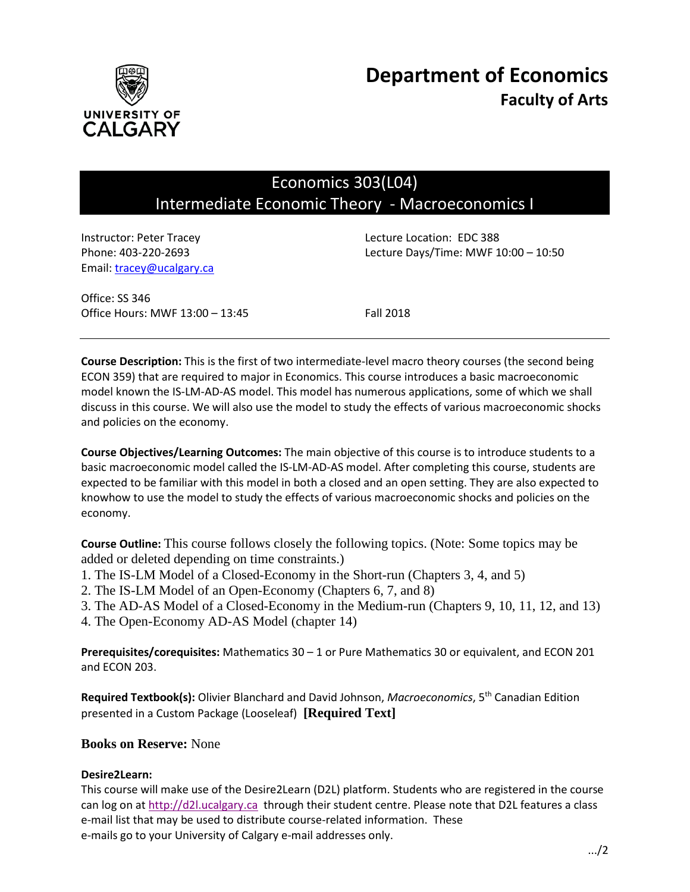# Department of Economics
## Faculty of Arts

# Economics 303(L04)
## Intermediate Economic Theory - Macroeconomics I

Instructor: Peter Tracey
Phone: 403-220-2693
Email: tracey@ucalgary.ca

Lecture Location: EDC 388
Lecture Days/Time: MWF 10:00 – 10:50

Office: SS 346
Office Hours: MWF 13:00 – 13:45

Fall 2018

---

**Course Description:** This is the first of two intermediate-level macro theory courses (the second being ECON 359) that are required to major in Economics. This course introduces a basic macroeconomic model known the IS-LM-AD-AS model. This model has numerous applications, some of which we shall discuss in this course. We will also use the model to study the effects of various macroeconomic shocks and policies on the economy.

**Course Objectives/Learning Outcomes:** The main objective of this course is to introduce students to a basic macroeconomic model called the IS-LM-AD-AS model. After completing this course, students are expected to be familiar with this model in both a closed and an open setting. They are also expected to knowhow to use the model to study the effects of various macroeconomic shocks and policies on the economy.

**Course Outline:** This course follows closely the following topics. (Note: Some topics may be added or deleted depending on time constraints.)

1. The IS-LM Model of a Closed-Economy in the Short-run (Chapters 3, 4, and 5)
2. The IS-LM Model of an Open-Economy (Chapters 6, 7, and 8)
3. The AD-AS Model of a Closed-Economy in the Medium-run (Chapters 9, 10, 11, 12, and 13)
4. The Open-Economy AD-AS Model (chapter 14)

**Prerequisites/corequisites:** Mathematics 30 – 1 or Pure Mathematics 30 or equivalent, and ECON 201 and ECON 203.

**Required Textbook(s):** Olivier Blanchard and David Johnson, *Macroeconomics*, 5th Canadian Edition presented in a Custom Package (Looseleaf) **[Required Text]**

**Books on Reserve:** None

**Desire2Learn:**
This course will make use of the Desire2Learn (D2L) platform. Students who are registered in the course can log on at http://d2l.ucalgary.ca through their student centre. Please note that D2L features a class e-mail list that may be used to distribute course-related information. These e-mails go to your University of Calgary e-mail addresses only.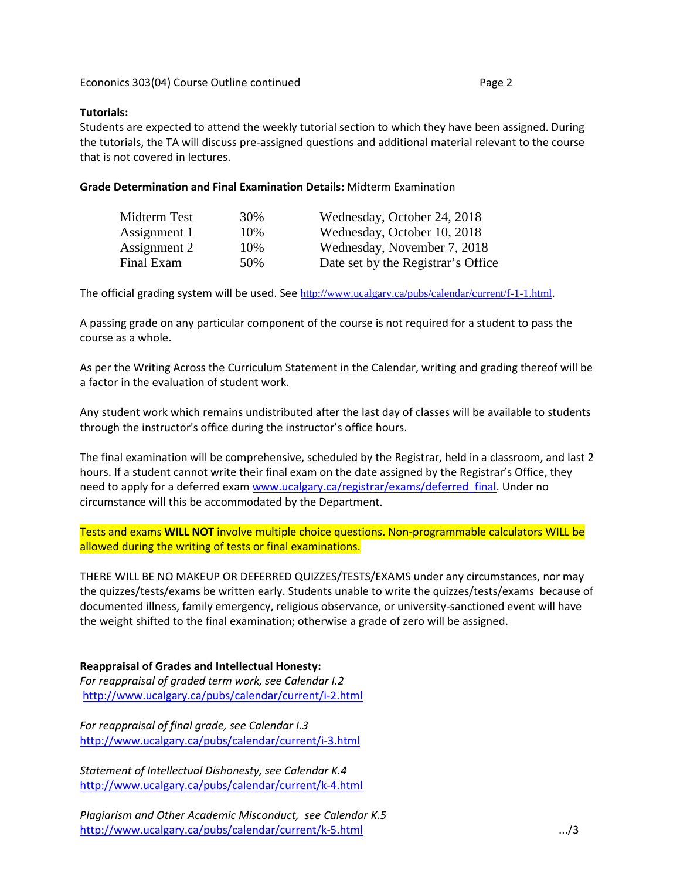**Tutorials:**
Students are expected to attend the weekly tutorial section to which they have been assigned. During the tutorials, the TA will discuss pre-assigned questions and additional material relevant to the course that is not covered in lectures.

**Grade Determination and Final Examination Details:** Midterm Examination

| | | |
|---|---|---|
| Midterm Test | 30% | Wednesday, October 24, 2018 |
| Assignment 1 | 10% | Wednesday, October 10, 2018 |
| Assignment 2 | 10% | Wednesday, November 7, 2018 |
| Final Exam | 50% | Date set by the Registrar's Office |

The official grading system will be used. See http://www.ucalgary.ca/pubs/calendar/current/f-1-1.html.

A passing grade on any particular component of the course is not required for a student to pass the course as a whole.

As per the Writing Across the Curriculum Statement in the Calendar, writing and grading thereof will be a factor in the evaluation of student work.

Any student work which remains undistributed after the last day of classes will be available to students through the instructor's office during the instructor's office hours.

The final examination will be comprehensive, scheduled by the Registrar, held in a classroom, and last 2 hours. If a student cannot write their final exam on the date assigned by the Registrar's Office, they need to apply for a deferred exam www.ucalgary.ca/registrar/exams/deferred_final. Under no circumstance will this be accommodated by the Department.

Tests and exams **WILL NOT** involve multiple choice questions. Non-programmable calculators WILL be allowed during the writing of tests or final examinations.

THERE WILL BE NO MAKEUP OR DEFERRED QUIZZES/TESTS/EXAMS under any circumstances, nor may the quizzes/tests/exams be written early. Students unable to write the quizzes/tests/exams because of documented illness, family emergency, religious observance, or university-sanctioned event will have the weight shifted to the final examination; otherwise a grade of zero will be assigned.

**Reappraisal of Grades and Intellectual Honesty:**

*For reappraisal of graded term work, see Calendar I.2*
http://www.ucalgary.ca/pubs/calendar/current/i-2.html

*For reappraisal of final grade, see Calendar I.3*
http://www.ucalgary.ca/pubs/calendar/current/i-3.html

*Statement of Intellectual Dishonesty, see Calendar K.4*
http://www.ucalgary.ca/pubs/calendar/current/k-4.html

*Plagiarism and Other Academic Misconduct, see Calendar K.5*
http://www.ucalgary.ca/pubs/calendar/current/k-5.html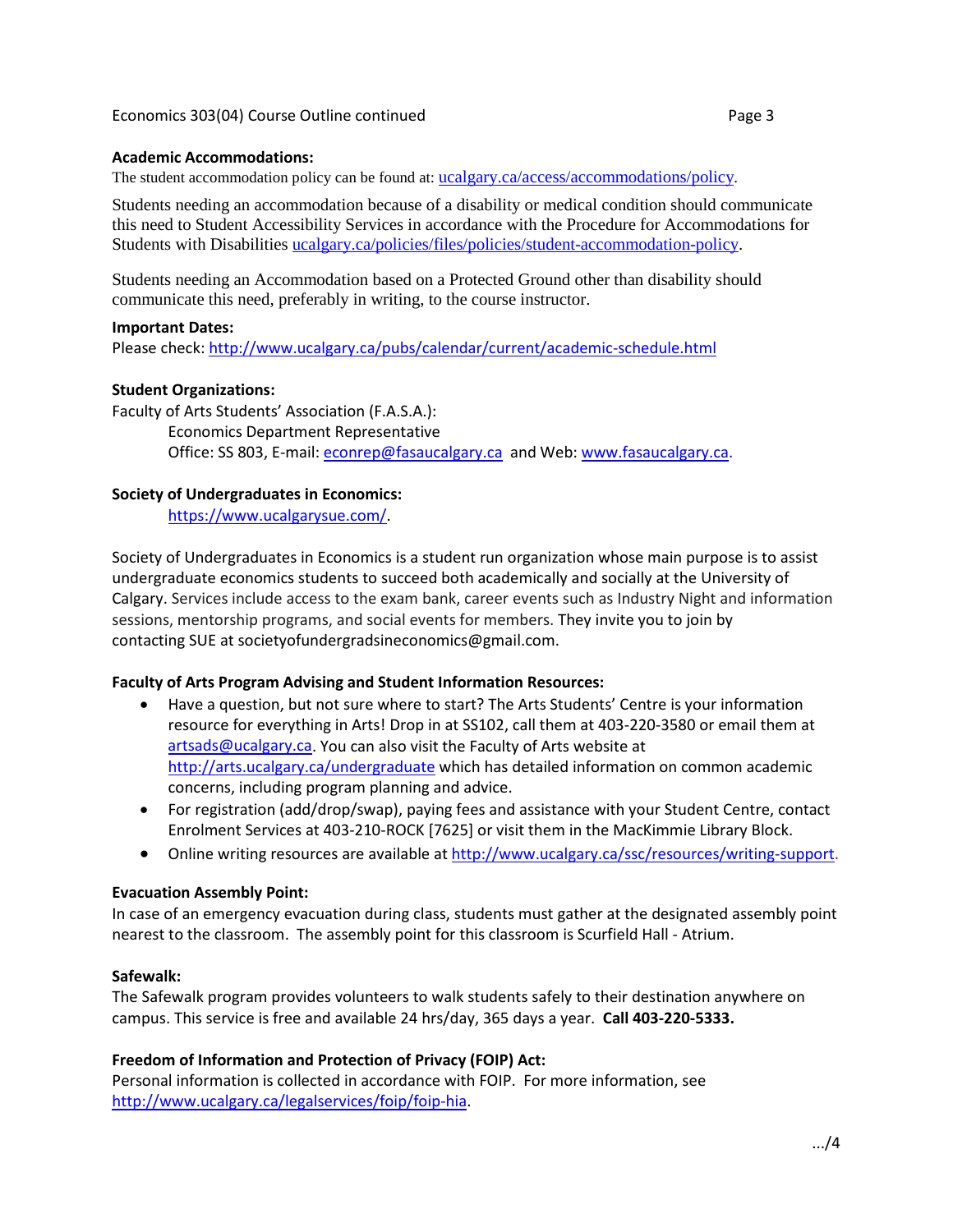**Academic Accommodations:**

The student accommodation policy can be found at: ucalgary.ca/access/accommodations/policy.

Students needing an accommodation because of a disability or medical condition should communicate this need to Student Accessibility Services in accordance with the Procedure for Accommodations for Students with Disabilities ucalgary.ca/policies/files/policies/student-accommodation-policy.

Students needing an Accommodation based on a Protected Ground other than disability should communicate this need, preferably in writing, to the course instructor.

**Important Dates:**

Please check: http://www.ucalgary.ca/pubs/calendar/current/academic-schedule.html

**Student Organizations:**

Faculty of Arts Students' Association (F.A.S.A.):

Economics Department Representative
Office: SS 803, E-mail: econrep@fasaucalgary.ca and Web: www.fasaucalgary.ca.

**Society of Undergraduates in Economics:**

https://www.ucalgarysue.com/.

Society of Undergraduates in Economics is a student run organization whose main purpose is to assist undergraduate economics students to succeed both academically and socially at the University of Calgary. Services include access to the exam bank, career events such as Industry Night and information sessions, mentorship programs, and social events for members. They invite you to join by contacting SUE at societyofundergradsineconomics@gmail.com.

**Faculty of Arts Program Advising and Student Information Resources:**

- Have a question, but not sure where to start? The Arts Students' Centre is your information resource for everything in Arts! Drop in at SS102, call them at 403-220-3580 or email them at artsads@ucalgary.ca. You can also visit the Faculty of Arts website at http://arts.ucalgary.ca/undergraduate which has detailed information on common academic concerns, including program planning and advice.
- For registration (add/drop/swap), paying fees and assistance with your Student Centre, contact Enrolment Services at 403-210-ROCK [7625] or visit them in the MacKimmie Library Block.
- Online writing resources are available at http://www.ucalgary.ca/ssc/resources/writing-support.

**Evacuation Assembly Point:**

In case of an emergency evacuation during class, students must gather at the designated assembly point nearest to the classroom. The assembly point for this classroom is Scurfield Hall - Atrium.

**Safewalk:**

The Safewalk program provides volunteers to walk students safely to their destination anywhere on campus. This service is free and available 24 hrs/day, 365 days a year. **Call 403-220-5333.**

**Freedom of Information and Protection of Privacy (FOIP) Act:**

Personal information is collected in accordance with FOIP. For more information, see http://www.ucalgary.ca/legalservices/foip/foip-hia.

.../4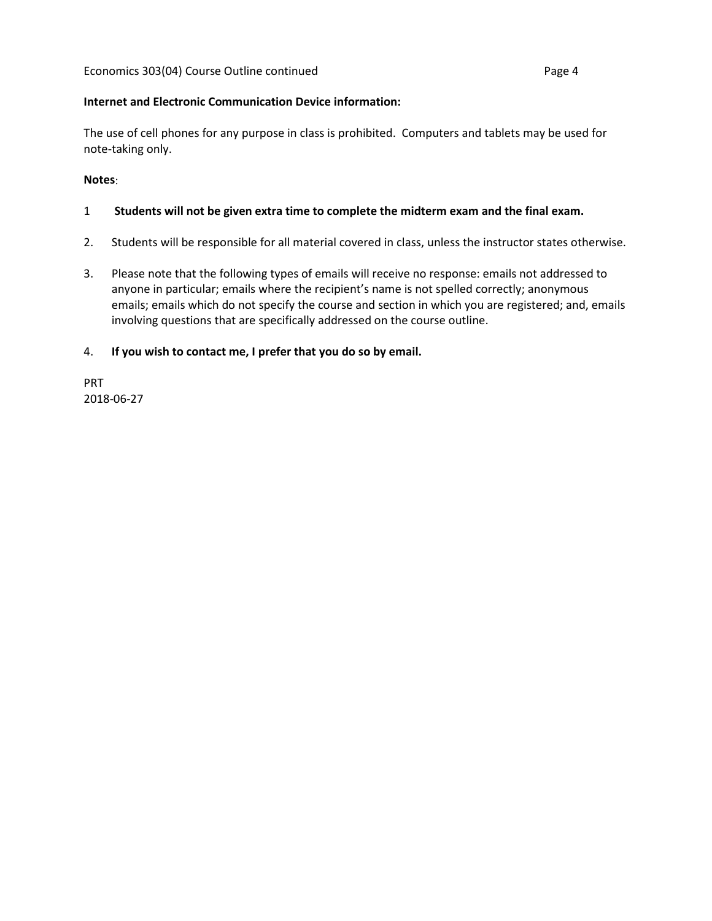**Internet and Electronic Communication Device information:**

The use of cell phones for any purpose in class is prohibited. Computers and tablets may be used for note-taking only.

**Notes**:

1 **Students will not be given extra time to complete the midterm exam and the final exam.**

2. Students will be responsible for all material covered in class, unless the instructor states otherwise.

3. Please note that the following types of emails will receive no response: emails not addressed to anyone in particular; emails where the recipient's name is not spelled correctly; anonymous emails; emails which do not specify the course and section in which you are registered; and, emails involving questions that are specifically addressed on the course outline.

4. **If you wish to contact me, I prefer that you do so by email.**

PRT
2018-06-27